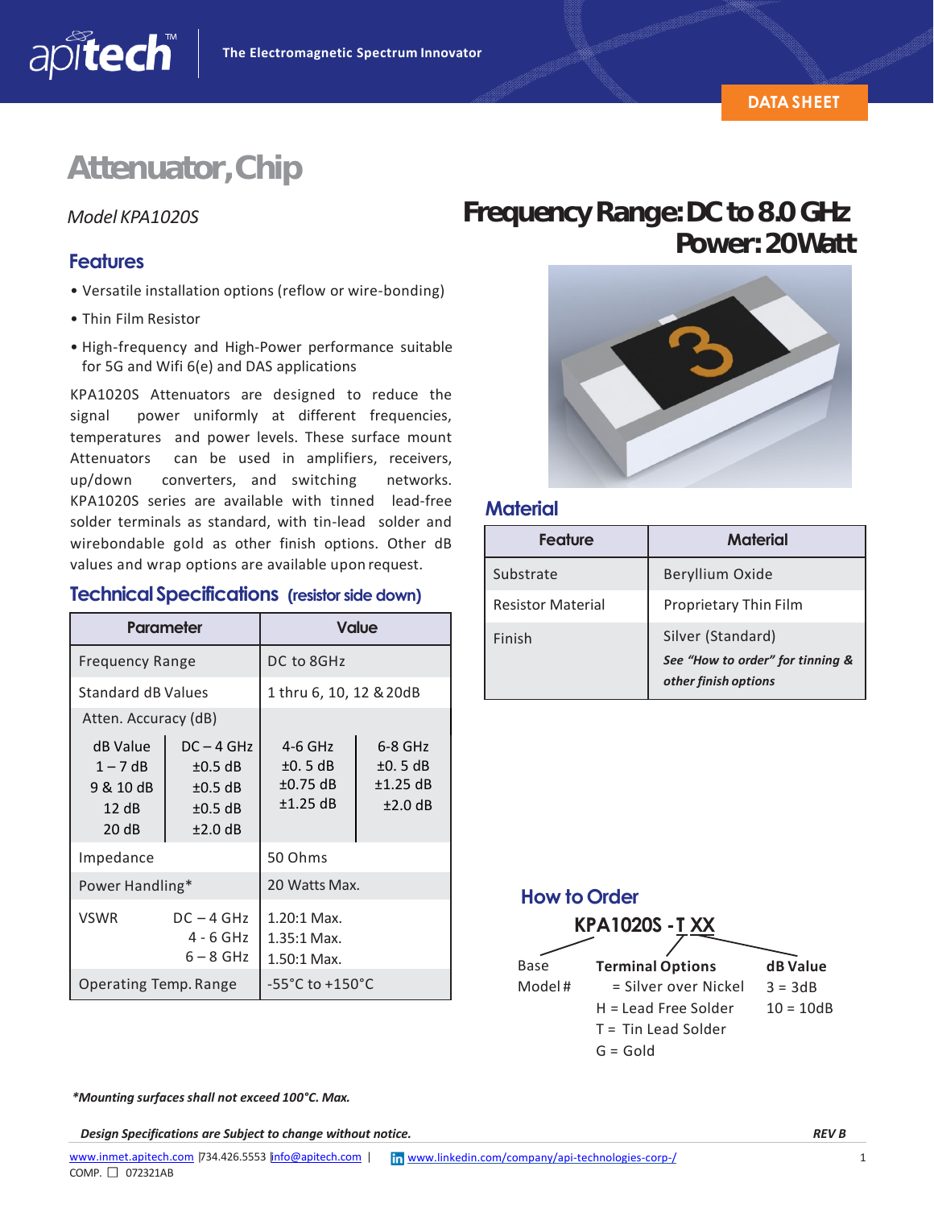The Electromagnetic Spectrum Innovator

DATA SHEET

# Attenuator, Chip

*Model KPA1020S*

## Frequency Range: DC to 8.0 GHz
## Power: 20 Watt

## Features

- Versatile installation options (reflow or wire-bonding)
- Thin Film Resistor
- High-frequency and High-Power performance suitable for 5G and Wifi 6(e) and DAS applications

KPA1020S Attenuators are designed to reduce the signal power uniformly at different frequencies, temperatures and power levels. These surface mount Attenuators can be used in amplifiers, receivers, up/down converters, and switching networks. KPA1020S series are available with tinned lead-free solder terminals as standard, with tin-lead solder and wirebondable gold as other finish options. Other dB values and wrap options are available upon request.

## Technical Specifications (resistor side down)

| Parameter | | Value | |
|---|---|---|---|
| Frequency Range | | DC to 8GHz | |
| Standard dB Values | | 1 thru 6, 10, 12 & 20dB | |
| Atten. Accuracy (dB) | | | |
| dB Value | DC – 4 GHz | 4-6 GHz | 6-8 GHz |
| 1 – 7 dB | ±0.5 dB | ±0. 5 dB | ±0. 5 dB |
| 9 & 10 dB | ±0.5 dB | ±0.75 dB | ±1.25 dB |
| 12 dB | ±0.5 dB | ±1.25 dB | ±2.0 dB |
| 20 dB | ±2.0 dB | | |
| Impedance | | 50 Ohms | |
| Power Handling* | | 20 Watts Max. | |
| VSWR | DC – 4 GHz | 1.20:1 Max. | |
| | 4 - 6 GHz | 1.35:1 Max. | |
| | 6 – 8 GHz | 1.50:1 Max. | |
| Operating Temp. Range | | -55°C to +150°C | |

## Material

| Feature | Material |
|---|---|
| Substrate | Beryllium Oxide |
| Resistor Material | Proprietary Thin Film |
| Finish | Silver (Standard)<br>***See "How to order" for tinning & other finish options*** |

## How to Order

**KPA1020S - T XX**

| Base Model # | Terminal Options | dB Value |
|---|---|---|
| | = Silver over Nickel | 3 = 3dB |
| | H = Lead Free Solder | 10 = 10dB |
| | T = Tin Lead Solder | |
| | G = Gold | |

***Mounting surfaces shall not exceed 100°C. Max.**

***Design Specifications are Subject to change without notice.*** ***REV B***

www.inmet.apitech.com | 734.426.5553 | info@apitech.com | www.linkedin.com/company/api-technologies-corp-/

COMP. ☐ 072321AB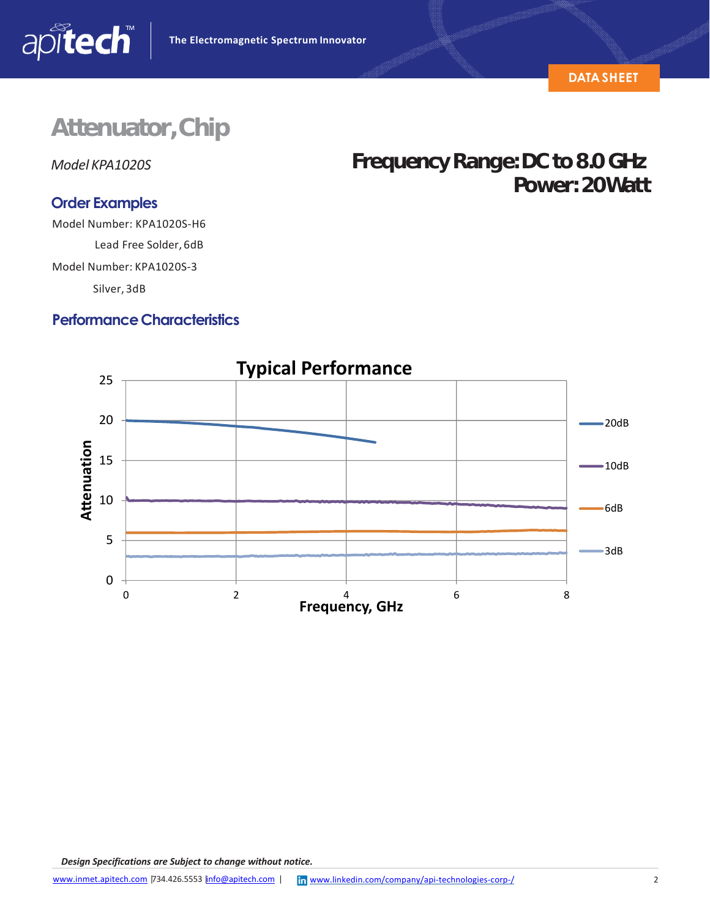# Attenuator, Chip

*Model KPA1020S*

**Frequency Range: DC to 8.0 GHz**
**Power: 20 Watt**

## Order Examples

Model Number: KPA1020S-H6

Lead Free Solder, 6dB

Model Number: KPA1020S-3

Silver, 3dB

## Performance Characteristics

**Typical Performance**

*Design Specifications are Subject to change without notice.*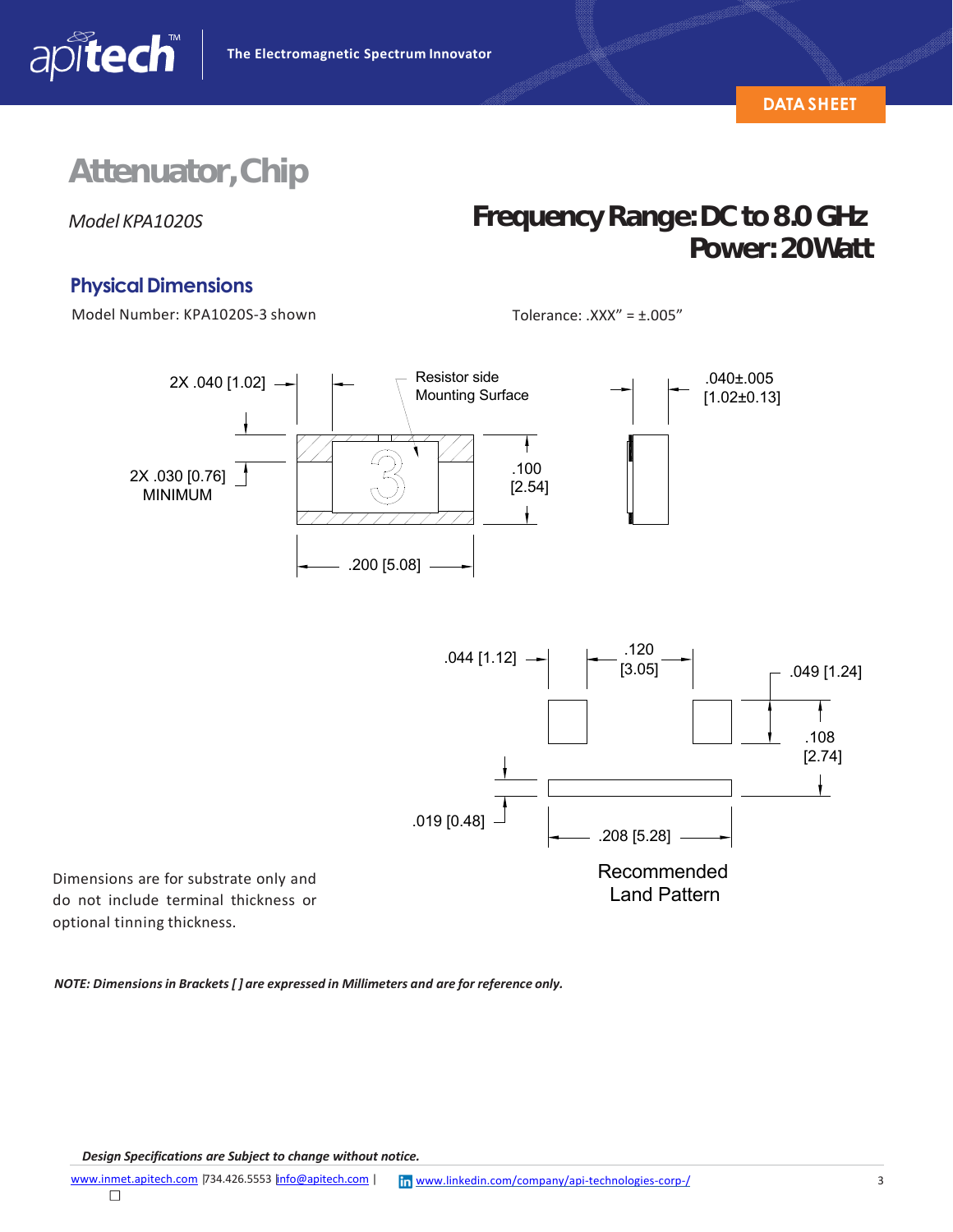DATA SHEET

# Attenuator, Chip

*Model KPA1020S*

## Frequency Range: DC to 8.0 GHz
## Power: 20 Watt

### Physical Dimensions

Model Number: KPA1020S-3 shown

Tolerance: .XXX" = ±.005"

2X .040 [1.02]

Resistor side
Mounting Surface

.040±.005
[1.02±0.13]

2X .030 [0.76]
MINIMUM

.100
[2.54]

.200 [5.08]

.044 [1.12]

.120
[3.05]

.049 [1.24]

.108
[2.74]

.019 [0.48]

.208 [5.28]

Recommended
Land Pattern

Dimensions are for substrate only and do not include terminal thickness or optional tinning thickness.

***NOTE: Dimensions in Brackets [ ] are expressed in Millimeters and are for reference only.***

***Design Specifications are Subject to change without notice.***

www.inmet.apitech.com | 734.426.5553 | info@apitech.com | www.linkedin.com/company/api-technologies-corp-/